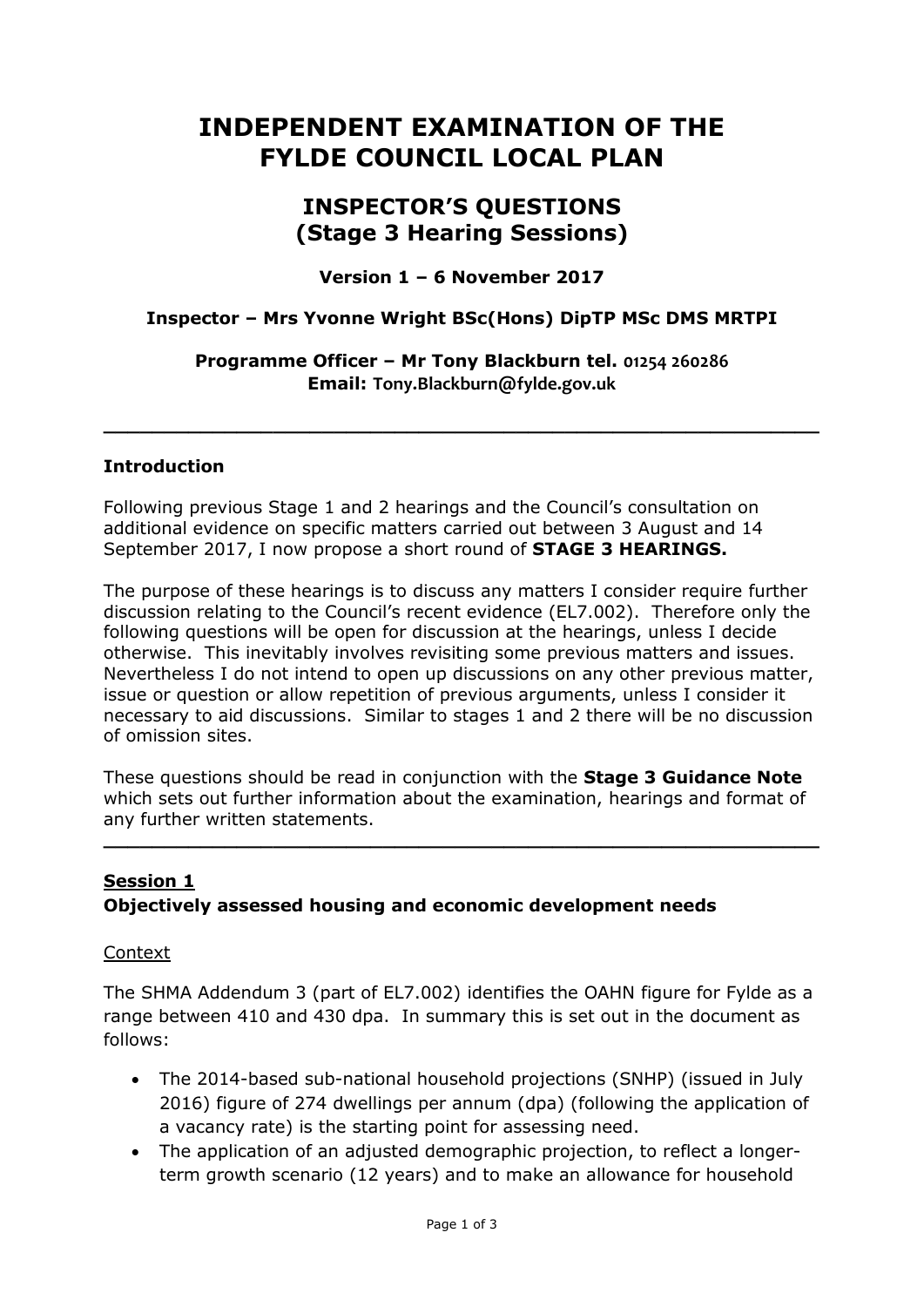# INDEPENDENT EXAMINATION OF THE FYLDE COUNCIL LOCAL PLAN

## INSPECTOR'S QUESTIONS (Stage 3 Hearing Sessions)

**Version 1 – 6 November 2017**

**Inspector – Mrs Yvonne Wright BSc(Hons) DipTP MSc DMS MRTPI**

**Programme Officer – Mr Tony Blackburn tel. 01254 260286**
**Email: Tony.Blackburn@fylde.gov.uk**

---

### Introduction

Following previous Stage 1 and 2 hearings and the Council's consultation on additional evidence on specific matters carried out between 3 August and 14 September 2017, I now propose a short round of **STAGE 3 HEARINGS.**

The purpose of these hearings is to discuss any matters I consider require further discussion relating to the Council's recent evidence (EL7.002). Therefore only the following questions will be open for discussion at the hearings, unless I decide otherwise. This inevitably involves revisiting some previous matters and issues. Nevertheless I do not intend to open up discussions on any other previous matter, issue or question or allow repetition of previous arguments, unless I consider it necessary to aid discussions. Similar to stages 1 and 2 there will be no discussion of omission sites.

These questions should be read in conjunction with the **Stage 3 Guidance Note** which sets out further information about the examination, hearings and format of any further written statements.

---

### <u>Session 1</u>
### Objectively assessed housing and economic development needs

<u>Context</u>

The SHMA Addendum 3 (part of EL7.002) identifies the OAHN figure for Fylde as a range between 410 and 430 dpa. In summary this is set out in the document as follows:

- The 2014-based sub-national household projections (SNHP) (issued in July 2016) figure of 274 dwellings per annum (dpa) (following the application of a vacancy rate) is the starting point for assessing need.
- The application of an adjusted demographic projection, to reflect a longer-term growth scenario (12 years) and to make an allowance for household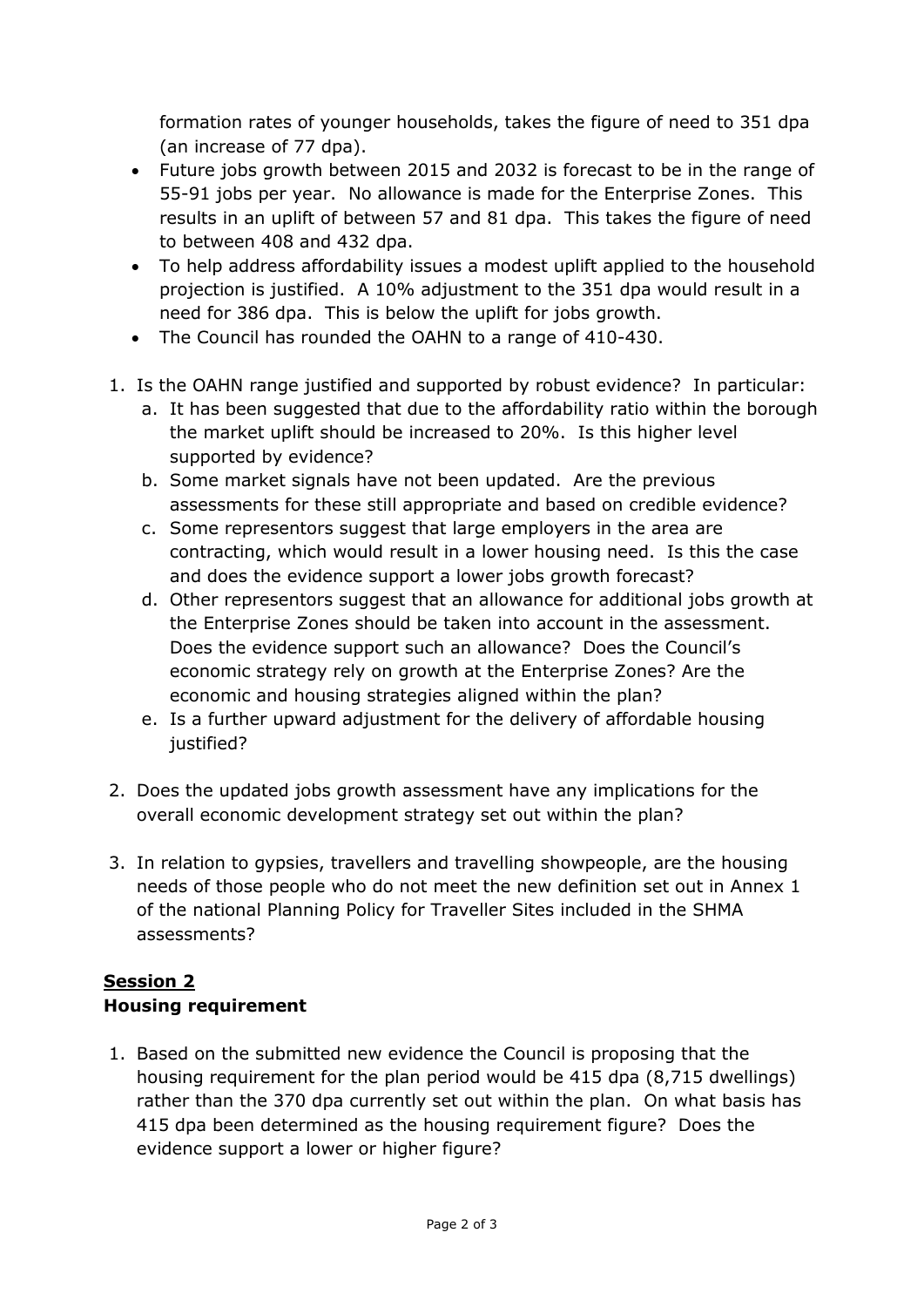formation rates of younger households, takes the figure of need to 351 dpa (an increase of 77 dpa).

- Future jobs growth between 2015 and 2032 is forecast to be in the range of 55-91 jobs per year. No allowance is made for the Enterprise Zones. This results in an uplift of between 57 and 81 dpa. This takes the figure of need to between 408 and 432 dpa.
- To help address affordability issues a modest uplift applied to the household projection is justified. A 10% adjustment to the 351 dpa would result in a need for 386 dpa. This is below the uplift for jobs growth.
- The Council has rounded the OAHN to a range of 410-430.

1. Is the OAHN range justified and supported by robust evidence? In particular:
   a. It has been suggested that due to the affordability ratio within the borough the market uplift should be increased to 20%. Is this higher level supported by evidence?
   b. Some market signals have not been updated. Are the previous assessments for these still appropriate and based on credible evidence?
   c. Some representors suggest that large employers in the area are contracting, which would result in a lower housing need. Is this the case and does the evidence support a lower jobs growth forecast?
   d. Other representors suggest that an allowance for additional jobs growth at the Enterprise Zones should be taken into account in the assessment. Does the evidence support such an allowance? Does the Council's economic strategy rely on growth at the Enterprise Zones? Are the economic and housing strategies aligned within the plan?
   e. Is a further upward adjustment for the delivery of affordable housing justified?

2. Does the updated jobs growth assessment have any implications for the overall economic development strategy set out within the plan?

3. In relation to gypsies, travellers and travelling showpeople, are the housing needs of those people who do not meet the new definition set out in Annex 1 of the national Planning Policy for Traveller Sites included in the SHMA assessments?

## Session 2

### Housing requirement

1. Based on the submitted new evidence the Council is proposing that the housing requirement for the plan period would be 415 dpa (8,715 dwellings) rather than the 370 dpa currently set out within the plan. On what basis has 415 dpa been determined as the housing requirement figure? Does the evidence support a lower or higher figure?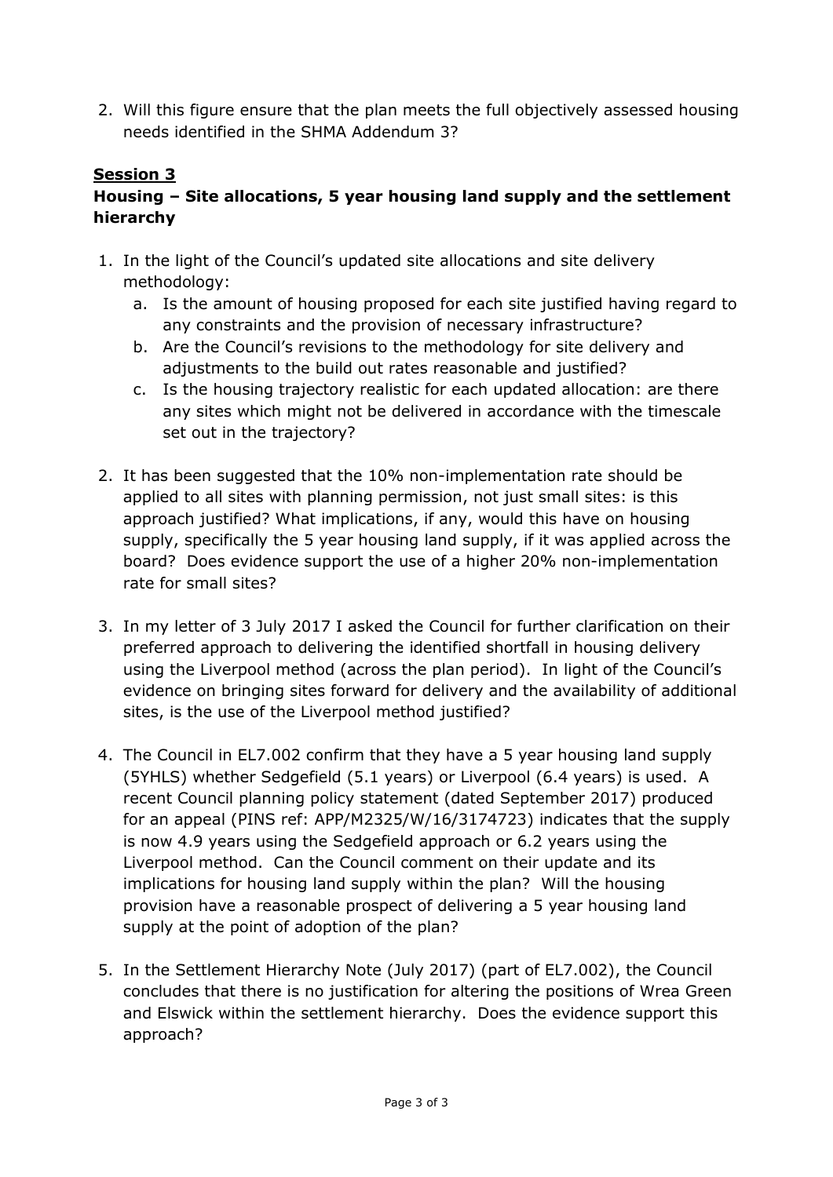2. Will this figure ensure that the plan meets the full objectively assessed housing needs identified in the SHMA Addendum 3?

## Session 3

### Housing – Site allocations, 5 year housing land supply and the settlement hierarchy

1. In the light of the Council's updated site allocations and site delivery methodology:
   a. Is the amount of housing proposed for each site justified having regard to any constraints and the provision of necessary infrastructure?
   b. Are the Council's revisions to the methodology for site delivery and adjustments to the build out rates reasonable and justified?
   c. Is the housing trajectory realistic for each updated allocation: are there any sites which might not be delivered in accordance with the timescale set out in the trajectory?

2. It has been suggested that the 10% non-implementation rate should be applied to all sites with planning permission, not just small sites: is this approach justified? What implications, if any, would this have on housing supply, specifically the 5 year housing land supply, if it was applied across the board? Does evidence support the use of a higher 20% non-implementation rate for small sites?

3. In my letter of 3 July 2017 I asked the Council for further clarification on their preferred approach to delivering the identified shortfall in housing delivery using the Liverpool method (across the plan period). In light of the Council's evidence on bringing sites forward for delivery and the availability of additional sites, is the use of the Liverpool method justified?

4. The Council in EL7.002 confirm that they have a 5 year housing land supply (5YHLS) whether Sedgefield (5.1 years) or Liverpool (6.4 years) is used. A recent Council planning policy statement (dated September 2017) produced for an appeal (PINS ref: APP/M2325/W/16/3174723) indicates that the supply is now 4.9 years using the Sedgefield approach or 6.2 years using the Liverpool method. Can the Council comment on their update and its implications for housing land supply within the plan? Will the housing provision have a reasonable prospect of delivering a 5 year housing land supply at the point of adoption of the plan?

5. In the Settlement Hierarchy Note (July 2017) (part of EL7.002), the Council concludes that there is no justification for altering the positions of Wrea Green and Elswick within the settlement hierarchy. Does the evidence support this approach?